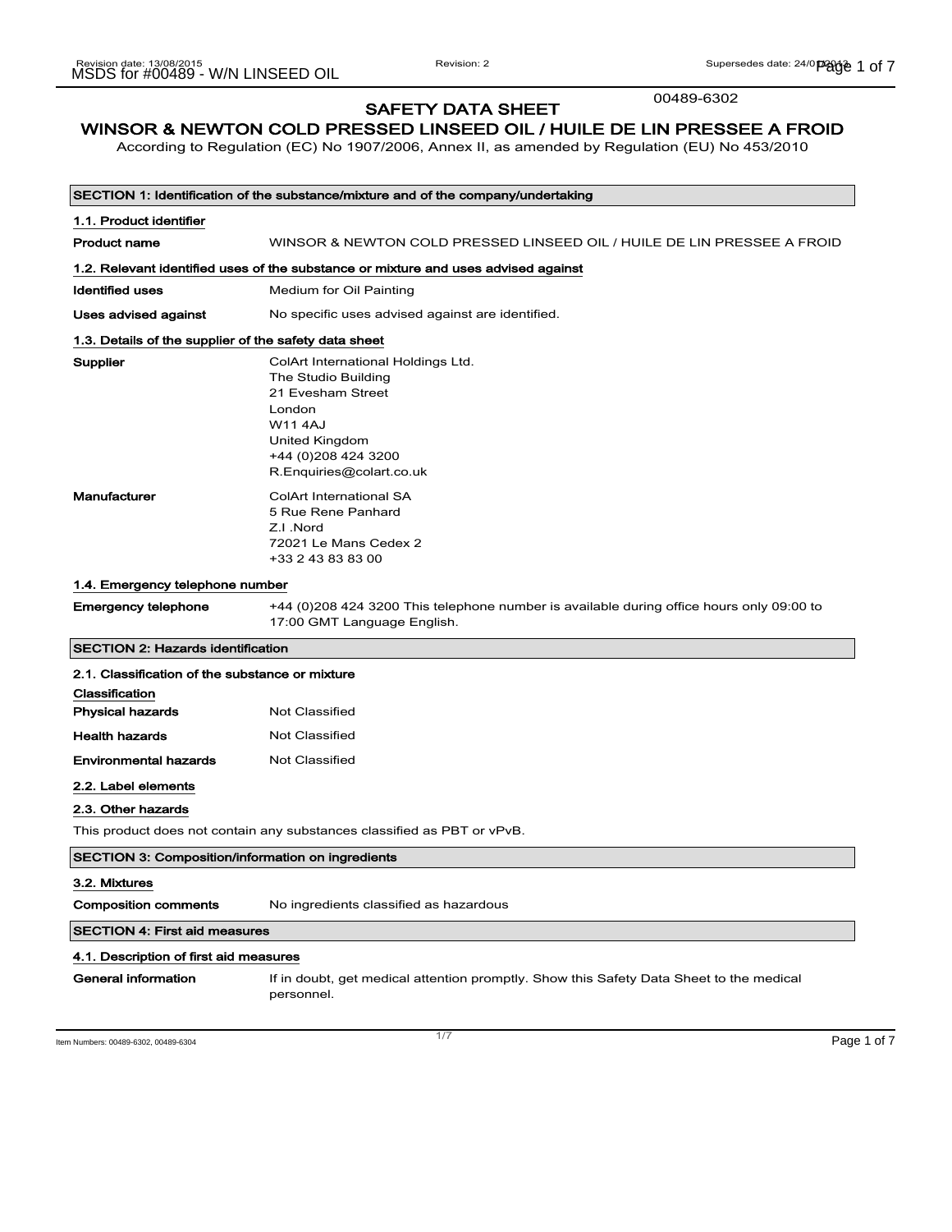00489-6302

# SAFETY DATA SHEET

## WINSOR & NEWTON COLD PRESSED LINSEED OIL / HUILE DE LIN PRESSEE A FROID

According to Regulation (EC) No 1907/2006, Annex II, as amended by Regulation (EU) No 453/2010

### SECTION 1: Identification of the substance/mixture and of the company/undertaking

#### 1.1. Product identifier

**Product name** WINSOR & NEWTON COLD PRESSED LINSEED OIL / HUILE DE LIN PRESSEE A FROID

#### 1.2. Relevant identified uses of the substance or mixture and uses advised against

**Identified uses** Medium for Oil Painting

**Uses advised against** No specific uses advised against are identified.

#### 1.3. Details of the supplier of the safety data sheet

**Supplier**
ColArt International Holdings Ltd.
The Studio Building
21 Evesham Street
London
W11 4AJ
United Kingdom
+44 (0)208 424 3200
R.Enquiries@colart.co.uk

**Manufacturer**
ColArt International SA
5 Rue Rene Panhard
Z.I .Nord
72021 Le Mans Cedex 2
+33 2 43 83 83 00

#### 1.4. Emergency telephone number

**Emergency telephone** +44 (0)208 424 3200 This telephone number is available during office hours only 09:00 to 17:00 GMT Language English.

### SECTION 2: Hazards identification

#### 2.1. Classification of the substance or mixture

**Classification**

**Physical hazards** Not Classified

**Health hazards** Not Classified

**Environmental hazards** Not Classified

#### 2.2. Label elements

#### 2.3. Other hazards

This product does not contain any substances classified as PBT or vPvB.

### SECTION 3: Composition/information on ingredients

#### 3.2. Mixtures

**Composition comments** No ingredients classified as hazardous

### SECTION 4: First aid measures

#### 4.1. Description of first aid measures

**General information** If in doubt, get medical attention promptly. Show this Safety Data Sheet to the medical personnel.

Item Numbers: 00489-6302, 00489-6304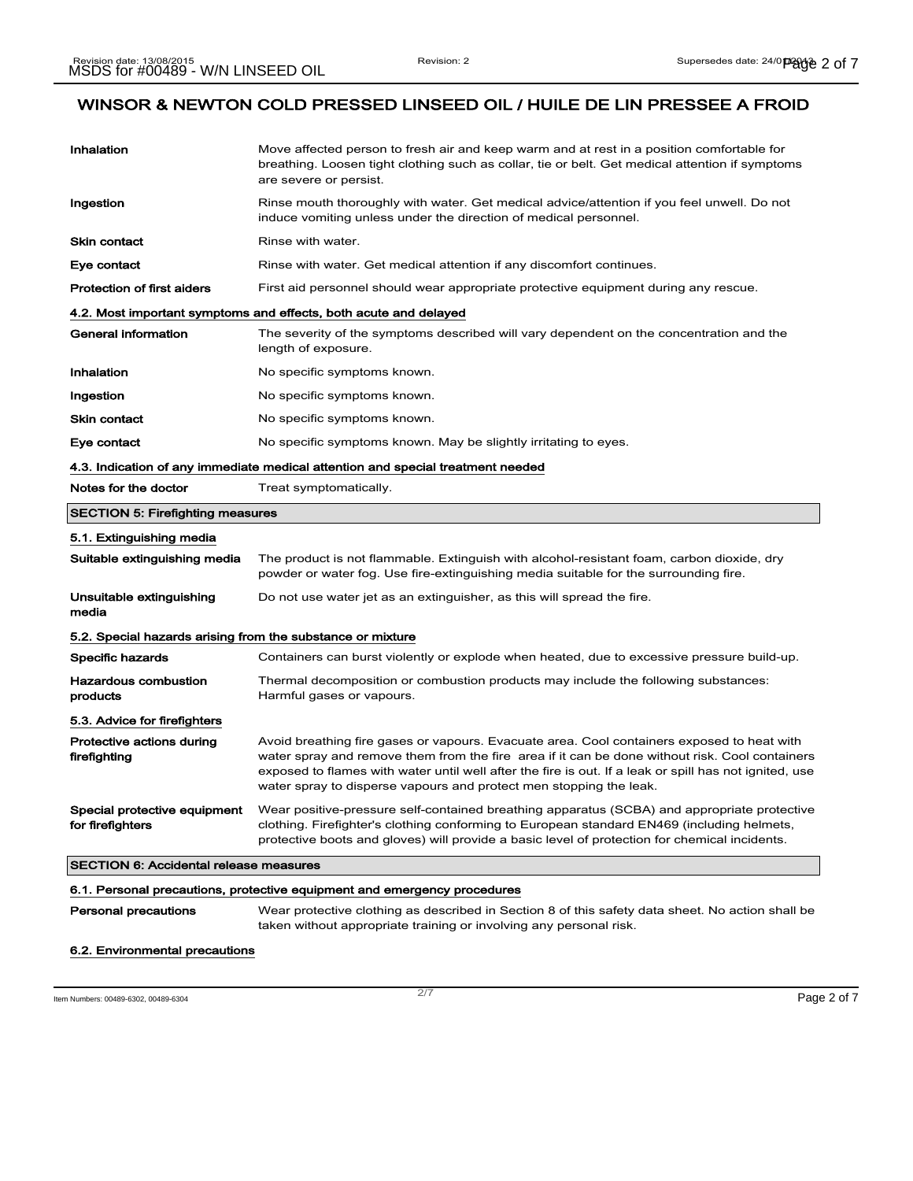# WINSOR & NEWTON COLD PRESSED LINSEED OIL / HUILE DE LIN PRESSEE A FROID

| | |
|---|---|
| **Inhalation** | Move affected person to fresh air and keep warm and at rest in a position comfortable for breathing. Loosen tight clothing such as collar, tie or belt. Get medical attention if symptoms are severe or persist. |
| **Ingestion** | Rinse mouth thoroughly with water. Get medical advice/attention if you feel unwell. Do not induce vomiting unless under the direction of medical personnel. |
| **Skin contact** | Rinse with water. |
| **Eye contact** | Rinse with water. Get medical attention if any discomfort continues. |
| **Protection of first aiders** | First aid personnel should wear appropriate protective equipment during any rescue. |

### 4.2. Most important symptoms and effects, both acute and delayed

| | |
|---|---|
| **General information** | The severity of the symptoms described will vary dependent on the concentration and the length of exposure. |
| **Inhalation** | No specific symptoms known. |
| **Ingestion** | No specific symptoms known. |
| **Skin contact** | No specific symptoms known. |
| **Eye contact** | No specific symptoms known. May be slightly irritating to eyes. |

### 4.3. Indication of any immediate medical attention and special treatment needed

| | |
|---|---|
| **Notes for the doctor** | Treat symptomatically. |

## SECTION 5: Firefighting measures

### 5.1. Extinguishing media

| | |
|---|---|
| **Suitable extinguishing media** | The product is not flammable. Extinguish with alcohol-resistant foam, carbon dioxide, dry powder or water fog. Use fire-extinguishing media suitable for the surrounding fire. |
| **Unsuitable extinguishing media** | Do not use water jet as an extinguisher, as this will spread the fire. |

### 5.2. Special hazards arising from the substance or mixture

| | |
|---|---|
| **Specific hazards** | Containers can burst violently or explode when heated, due to excessive pressure build-up. |
| **Hazardous combustion products** | Thermal decomposition or combustion products may include the following substances: Harmful gases or vapours. |

### 5.3. Advice for firefighters

| | |
|---|---|
| **Protective actions during firefighting** | Avoid breathing fire gases or vapours. Evacuate area. Cool containers exposed to heat with water spray and remove them from the fire area if it can be done without risk. Cool containers exposed to flames with water until well after the fire is out. If a leak or spill has not ignited, use water spray to disperse vapours and protect men stopping the leak. |
| **Special protective equipment for firefighters** | Wear positive-pressure self-contained breathing apparatus (SCBA) and appropriate protective clothing. Firefighter's clothing conforming to European standard EN469 (including helmets, protective boots and gloves) will provide a basic level of protection for chemical incidents. |

## SECTION 6: Accidental release measures

### 6.1. Personal precautions, protective equipment and emergency procedures

| | |
|---|---|
| **Personal precautions** | Wear protective clothing as described in Section 8 of this safety data sheet. No action shall be taken without appropriate training or involving any personal risk. |

### 6.2. Environmental precautions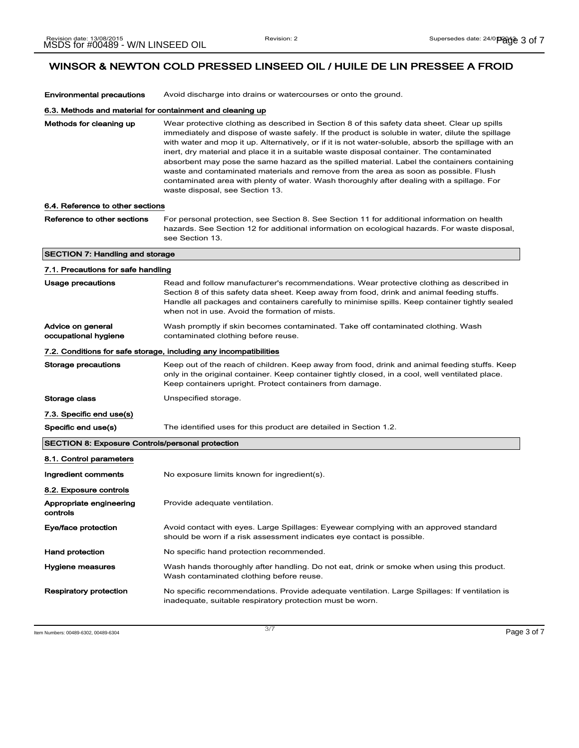# WINSOR & NEWTON COLD PRESSED LINSEED OIL / HUILE DE LIN PRESSEE A FROID

**Environmental precautions** Avoid discharge into drains or watercourses or onto the ground.

### 6.3. Methods and material for containment and cleaning up

**Methods for cleaning up** Wear protective clothing as described in Section 8 of this safety data sheet. Clear up spills immediately and dispose of waste safely. If the product is soluble in water, dilute the spillage with water and mop it up. Alternatively, or if it is not water-soluble, absorb the spillage with an inert, dry material and place it in a suitable waste disposal container. The contaminated absorbent may pose the same hazard as the spilled material. Label the containers containing waste and contaminated materials and remove from the area as soon as possible. Flush contaminated area with plenty of water. Wash thoroughly after dealing with a spillage. For waste disposal, see Section 13.

### 6.4. Reference to other sections

**Reference to other sections** For personal protection, see Section 8. See Section 11 for additional information on health hazards. See Section 12 for additional information on ecological hazards. For waste disposal, see Section 13.

## SECTION 7: Handling and storage

### 7.1. Precautions for safe handling

**Usage precautions** Read and follow manufacturer's recommendations. Wear protective clothing as described in Section 8 of this safety data sheet. Keep away from food, drink and animal feeding stuffs. Handle all packages and containers carefully to minimise spills. Keep container tightly sealed when not in use. Avoid the formation of mists.

**Advice on general occupational hygiene** Wash promptly if skin becomes contaminated. Take off contaminated clothing. Wash contaminated clothing before reuse.

### 7.2. Conditions for safe storage, including any incompatibilities

**Storage precautions** Keep out of the reach of children. Keep away from food, drink and animal feeding stuffs. Keep only in the original container. Keep container tightly closed, in a cool, well ventilated place. Keep containers upright. Protect containers from damage.

**Storage class** Unspecified storage.

### 7.3. Specific end use(s)

**Specific end use(s)** The identified uses for this product are detailed in Section 1.2.

## SECTION 8: Exposure Controls/personal protection

### 8.1. Control parameters

**Ingredient comments** No exposure limits known for ingredient(s).

### 8.2. Exposure controls

**Appropriate engineering controls** Provide adequate ventilation.

**Eye/face protection** Avoid contact with eyes. Large Spillages: Eyewear complying with an approved standard should be worn if a risk assessment indicates eye contact is possible.

**Hand protection** No specific hand protection recommended.

**Hygiene measures** Wash hands thoroughly after handling. Do not eat, drink or smoke when using this product. Wash contaminated clothing before reuse.

**Respiratory protection** No specific recommendations. Provide adequate ventilation. Large Spillages: If ventilation is inadequate, suitable respiratory protection must be worn.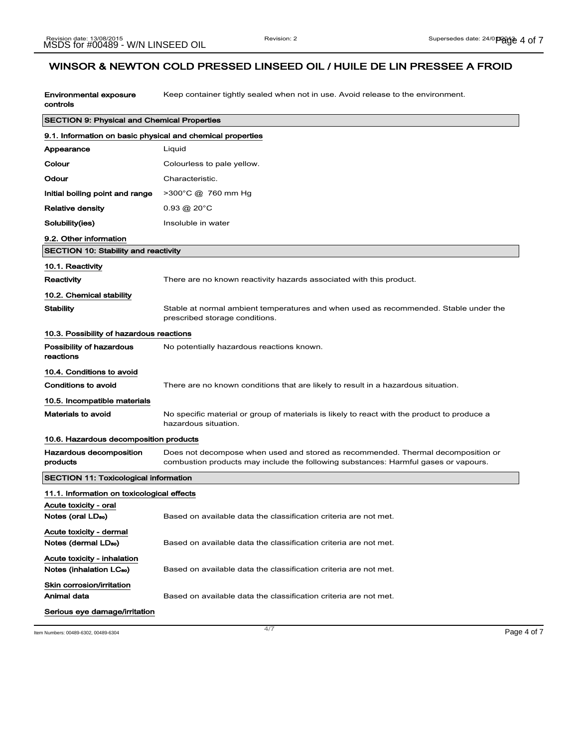# WINSOR & NEWTON COLD PRESSED LINSEED OIL / HUILE DE LIN PRESSEE A FROID

| | |
|---|---|
| **Environmental exposure controls** | Keep container tightly sealed when not in use. Avoid release to the environment. |

## SECTION 9: Physical and Chemical Properties

### 9.1. Information on basic physical and chemical properties

| | |
|---|---|
| **Appearance** | Liquid |
| **Colour** | Colourless to pale yellow. |
| **Odour** | Characteristic. |
| **Initial boiling point and range** | >300°C @ 760 mm Hg |
| **Relative density** | 0.93 @ 20°C |
| **Solubility(ies)** | Insoluble in water |

### 9.2. Other information

## SECTION 10: Stability and reactivity

### 10.1. Reactivity

| | |
|---|---|
| **Reactivity** | There are no known reactivity hazards associated with this product. |

### 10.2. Chemical stability

| | |
|---|---|
| **Stability** | Stable at normal ambient temperatures and when used as recommended. Stable under the prescribed storage conditions. |

### 10.3. Possibility of hazardous reactions

| | |
|---|---|
| **Possibility of hazardous reactions** | No potentially hazardous reactions known. |

### 10.4. Conditions to avoid

| | |
|---|---|
| **Conditions to avoid** | There are no known conditions that are likely to result in a hazardous situation. |

### 10.5. Incompatible materials

| | |
|---|---|
| **Materials to avoid** | No specific material or group of materials is likely to react with the product to produce a hazardous situation. |

### 10.6. Hazardous decomposition products

| | |
|---|---|
| **Hazardous decomposition products** | Does not decompose when used and stored as recommended. Thermal decomposition or combustion products may include the following substances: Harmful gases or vapours. |

## SECTION 11: Toxicological information

### 11.1. Information on toxicological effects

**Acute toxicity - oral**

| | |
|---|---|
| **Notes (oral $LD_{50}$)** | Based on available data the classification criteria are not met. |

**Acute toxicity - dermal**

| | |
|---|---|
| **Notes (dermal $LD_{50}$)** | Based on available data the classification criteria are not met. |

**Acute toxicity - inhalation**

| | |
|---|---|
| **Notes (inhalation $LC_{50}$)** | Based on available data the classification criteria are not met. |

**Skin corrosion/irritation**

| | |
|---|---|
| **Animal data** | Based on available data the classification criteria are not met. |

**Serious eye damage/irritation**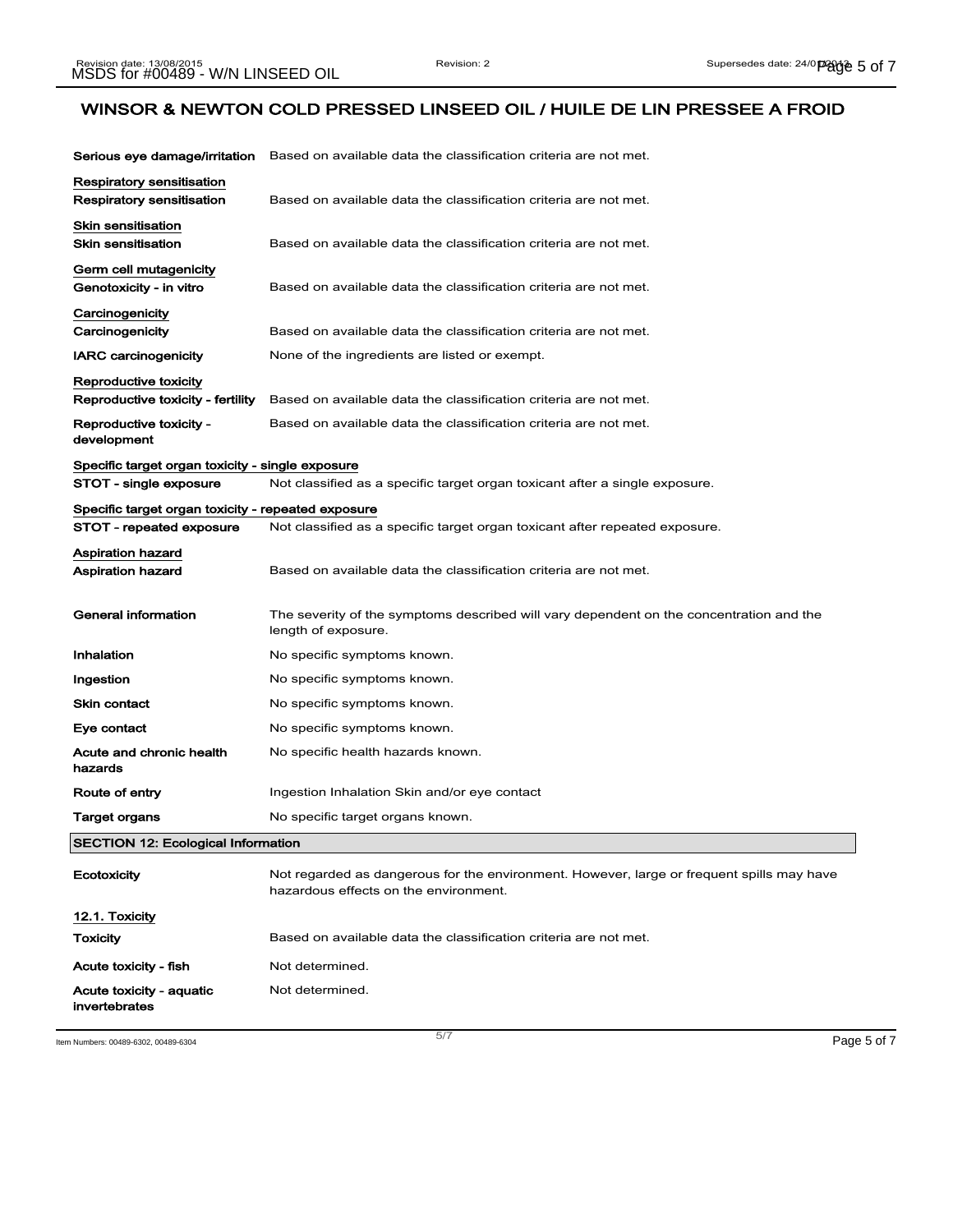# WINSOR & NEWTON COLD PRESSED LINSEED OIL / HUILE DE LIN PRESSEE A FROID

**Serious eye damage/irritation** Based on available data the classification criteria are not met.

**Respiratory sensitisation**

**Respiratory sensitisation** Based on available data the classification criteria are not met.

**Skin sensitisation**

**Skin sensitisation** Based on available data the classification criteria are not met.

**Germ cell mutagenicity**

**Genotoxicity - in vitro** Based on available data the classification criteria are not met.

**Carcinogenicity**

**Carcinogenicity** Based on available data the classification criteria are not met.

**IARC carcinogenicity** None of the ingredients are listed or exempt.

**Reproductive toxicity**

**Reproductive toxicity - fertility** Based on available data the classification criteria are not met.

**Reproductive toxicity - development** Based on available data the classification criteria are not met.

**Specific target organ toxicity - single exposure**

**STOT - single exposure** Not classified as a specific target organ toxicant after a single exposure.

**Specific target organ toxicity - repeated exposure**

**STOT - repeated exposure** Not classified as a specific target organ toxicant after repeated exposure.

**Aspiration hazard**

**Aspiration hazard** Based on available data the classification criteria are not met.

**General information** The severity of the symptoms described will vary dependent on the concentration and the length of exposure.

**Inhalation** No specific symptoms known.

**Ingestion** No specific symptoms known.

**Skin contact** No specific symptoms known.

**Eye contact** No specific symptoms known.

**Acute and chronic health hazards** No specific health hazards known.

**Route of entry** Ingestion Inhalation Skin and/or eye contact

**Target organs** No specific target organs known.

## SECTION 12: Ecological Information

**Ecotoxicity** Not regarded as dangerous for the environment. However, large or frequent spills may have hazardous effects on the environment.

**12.1. Toxicity**

**Toxicity** Based on available data the classification criteria are not met.

**Acute toxicity - fish** Not determined.

**Acute toxicity - aquatic invertebrates** Not determined.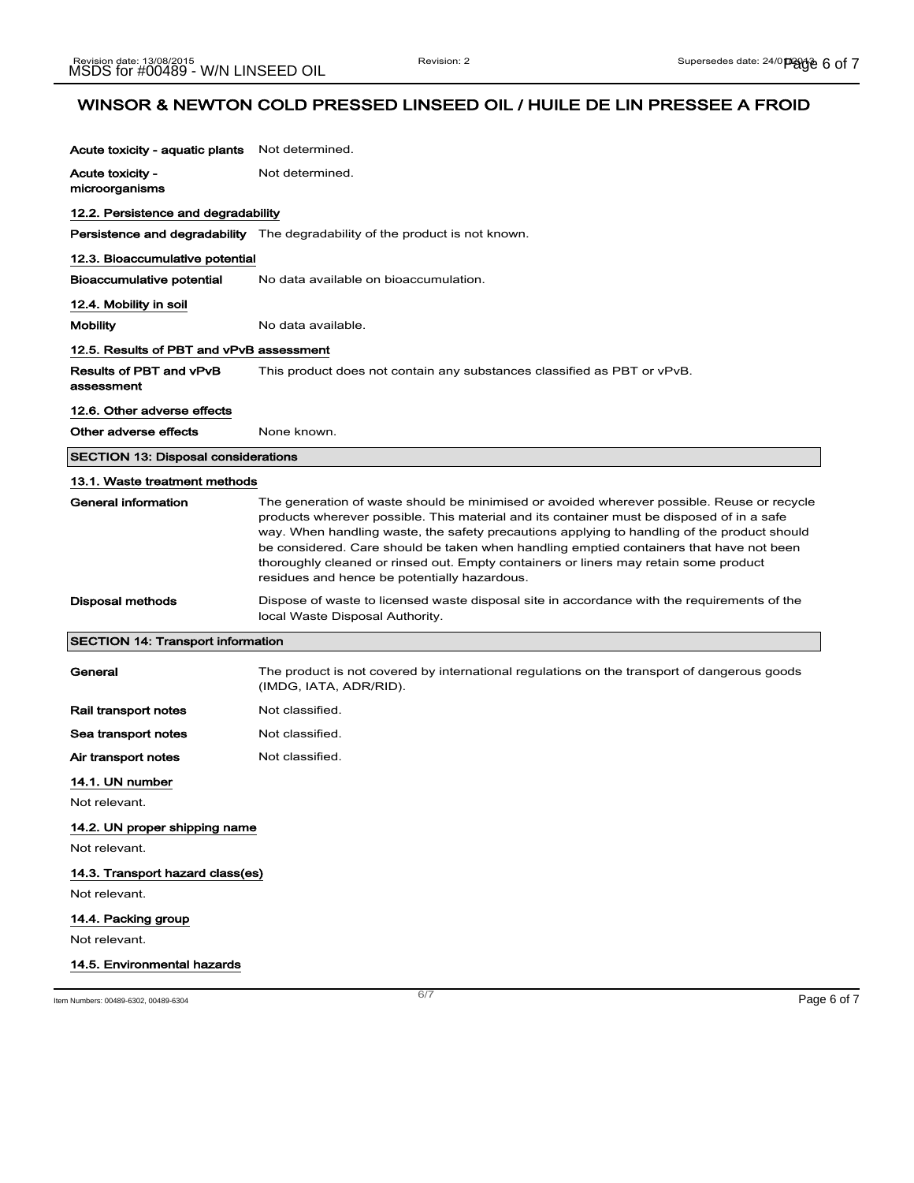# WINSOR & NEWTON COLD PRESSED LINSEED OIL / HUILE DE LIN PRESSEE A FROID

**Acute toxicity - aquatic plants** Not determined.

**Acute toxicity - microorganisms** Not determined.

### 12.2. Persistence and degradability

**Persistence and degradability** The degradability of the product is not known.

### 12.3. Bioaccumulative potential

**Bioaccumulative potential** No data available on bioaccumulation.

### 12.4. Mobility in soil

**Mobility** No data available.

### 12.5. Results of PBT and vPvB assessment

**Results of PBT and vPvB assessment** This product does not contain any substances classified as PBT or vPvB.

### 12.6. Other adverse effects

**Other adverse effects** None known.

## SECTION 13: Disposal considerations

### 13.1. Waste treatment methods

**General information** The generation of waste should be minimised or avoided wherever possible. Reuse or recycle products wherever possible. This material and its container must be disposed of in a safe way. When handling waste, the safety precautions applying to handling of the product should be considered. Care should be taken when handling emptied containers that have not been thoroughly cleaned or rinsed out. Empty containers or liners may retain some product residues and hence be potentially hazardous.

**Disposal methods** Dispose of waste to licensed waste disposal site in accordance with the requirements of the local Waste Disposal Authority.

## SECTION 14: Transport information

**General** The product is not covered by international regulations on the transport of dangerous goods (IMDG, IATA, ADR/RID).

**Rail transport notes** Not classified.

**Sea transport notes** Not classified.

**Air transport notes** Not classified.

### 14.1. UN number

Not relevant.

### 14.2. UN proper shipping name

Not relevant.

### 14.3. Transport hazard class(es)

Not relevant.

### 14.4. Packing group

Not relevant.

### 14.5. Environmental hazards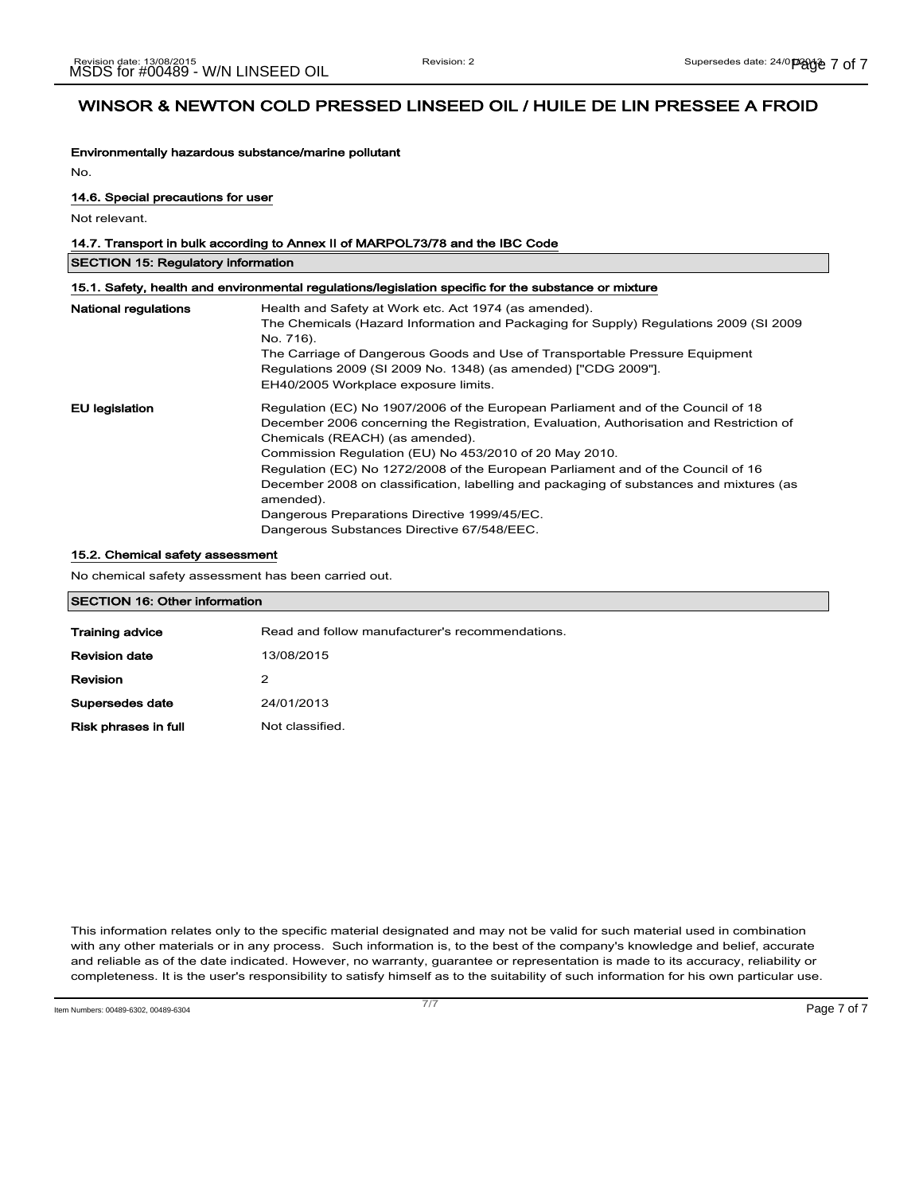# WINSOR & NEWTON COLD PRESSED LINSEED OIL / HUILE DE LIN PRESSEE A FROID

**Environmentally hazardous substance/marine pollutant**

No.

### 14.6. Special precautions for user

Not relevant.

### 14.7. Transport in bulk according to Annex II of MARPOL73/78 and the IBC Code

## SECTION 15: Regulatory information

### 15.1. Safety, health and environmental regulations/legislation specific for the substance or mixture

| | |
|---|---|
| **National regulations** | Health and Safety at Work etc. Act 1974 (as amended).<br>The Chemicals (Hazard Information and Packaging for Supply) Regulations 2009 (SI 2009 No. 716).<br>The Carriage of Dangerous Goods and Use of Transportable Pressure Equipment Regulations 2009 (SI 2009 No. 1348) (as amended) ["CDG 2009"].<br>EH40/2005 Workplace exposure limits. |
| **EU legislation** | Regulation (EC) No 1907/2006 of the European Parliament and of the Council of 18 December 2006 concerning the Registration, Evaluation, Authorisation and Restriction of Chemicals (REACH) (as amended).<br>Commission Regulation (EU) No 453/2010 of 20 May 2010.<br>Regulation (EC) No 1272/2008 of the European Parliament and of the Council of 16 December 2008 on classification, labelling and packaging of substances and mixtures (as amended).<br>Dangerous Preparations Directive 1999/45/EC.<br>Dangerous Substances Directive 67/548/EEC. |

### 15.2. Chemical safety assessment

No chemical safety assessment has been carried out.

## SECTION 16: Other information

| | |
|---|---|
| **Training advice** | Read and follow manufacturer's recommendations. |
| **Revision date** | 13/08/2015 |
| **Revision** | 2 |
| **Supersedes date** | 24/01/2013 |
| **Risk phrases in full** | Not classified. |

This information relates only to the specific material designated and may not be valid for such material used in combination with any other materials or in any process. Such information is, to the best of the company's knowledge and belief, accurate and reliable as of the date indicated. However, no warranty, guarantee or representation is made to its accuracy, reliability or completeness. It is the user's responsibility to satisfy himself as to the suitability of such information for his own particular use.

Item Numbers: 00489-6302, 00489-6304